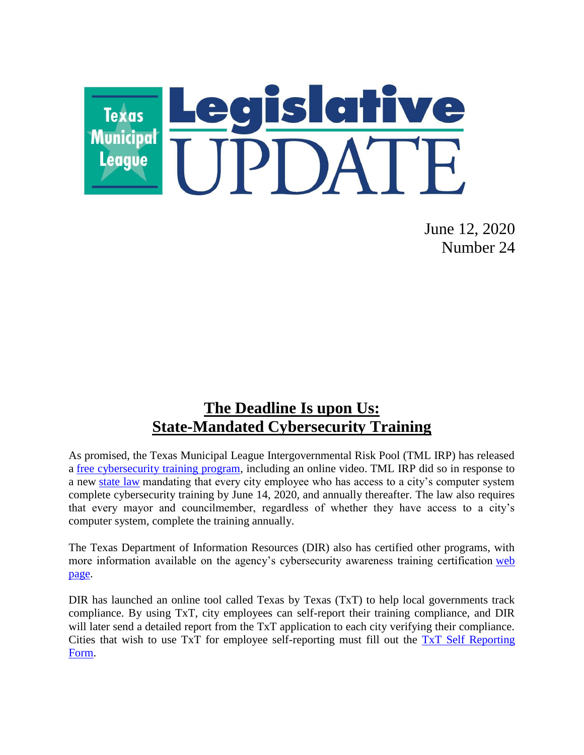# Texas Municipal League Legislative UPDATE

June 12, 2020
Number 24

## The Deadline Is upon Us: State-Mandated Cybersecurity Training

As promised, the Texas Municipal League Intergovernmental Risk Pool (TML IRP) has released a free cybersecurity training program, including an online video. TML IRP did so in response to a new state law mandating that every city employee who has access to a city's computer system complete cybersecurity training by June 14, 2020, and annually thereafter. The law also requires that every mayor and councilmember, regardless of whether they have access to a city's computer system, complete the training annually.

The Texas Department of Information Resources (DIR) also has certified other programs, with more information available on the agency's cybersecurity awareness training certification web page.

DIR has launched an online tool called Texas by Texas (TxT) to help local governments track compliance. By using TxT, city employees can self-report their training compliance, and DIR will later send a detailed report from the TxT application to each city verifying their compliance. Cities that wish to use TxT for employee self-reporting must fill out the TxT Self Reporting Form.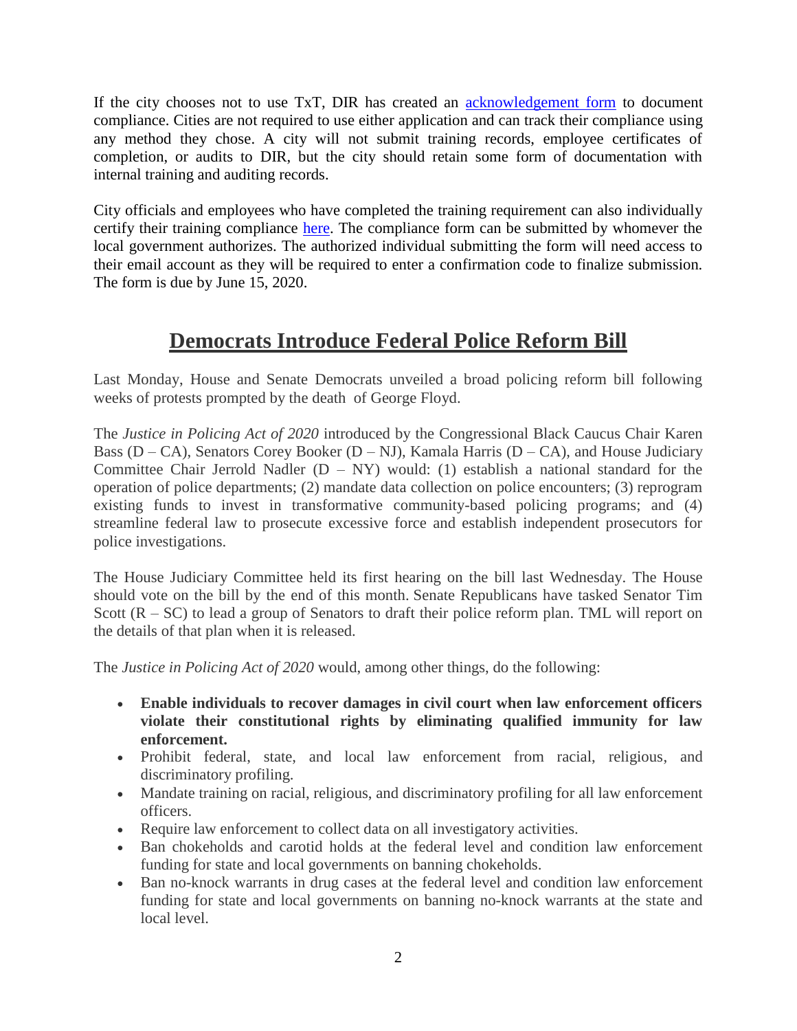If the city chooses not to use TxT, DIR has created an acknowledgement form to document compliance. Cities are not required to use either application and can track their compliance using any method they chose. A city will not submit training records, employee certificates of completion, or audits to DIR, but the city should retain some form of documentation with internal training and auditing records.

City officials and employees who have completed the training requirement can also individually certify their training compliance here. The compliance form can be submitted by whomever the local government authorizes. The authorized individual submitting the form will need access to their email account as they will be required to enter a confirmation code to finalize submission. The form is due by June 15, 2020.

## Democrats Introduce Federal Police Reform Bill

Last Monday, House and Senate Democrats unveiled a broad policing reform bill following weeks of protests prompted by the death of George Floyd.

The *Justice in Policing Act of 2020* introduced by the Congressional Black Caucus Chair Karen Bass (D – CA), Senators Corey Booker (D – NJ), Kamala Harris (D – CA), and House Judiciary Committee Chair Jerrold Nadler (D – NY) would: (1) establish a national standard for the operation of police departments; (2) mandate data collection on police encounters; (3) reprogram existing funds to invest in transformative community-based policing programs; and (4) streamline federal law to prosecute excessive force and establish independent prosecutors for police investigations.

The House Judiciary Committee held its first hearing on the bill last Wednesday. The House should vote on the bill by the end of this month. Senate Republicans have tasked Senator Tim Scott (R – SC) to lead a group of Senators to draft their police reform plan. TML will report on the details of that plan when it is released.

The *Justice in Policing Act of 2020* would, among other things, do the following:

- **Enable individuals to recover damages in civil court when law enforcement officers violate their constitutional rights by eliminating qualified immunity for law enforcement.**
- Prohibit federal, state, and local law enforcement from racial, religious, and discriminatory profiling.
- Mandate training on racial, religious, and discriminatory profiling for all law enforcement officers.
- Require law enforcement to collect data on all investigatory activities.
- Ban chokeholds and carotid holds at the federal level and condition law enforcement funding for state and local governments on banning chokeholds.
- Ban no-knock warrants in drug cases at the federal level and condition law enforcement funding for state and local governments on banning no-knock warrants at the state and local level.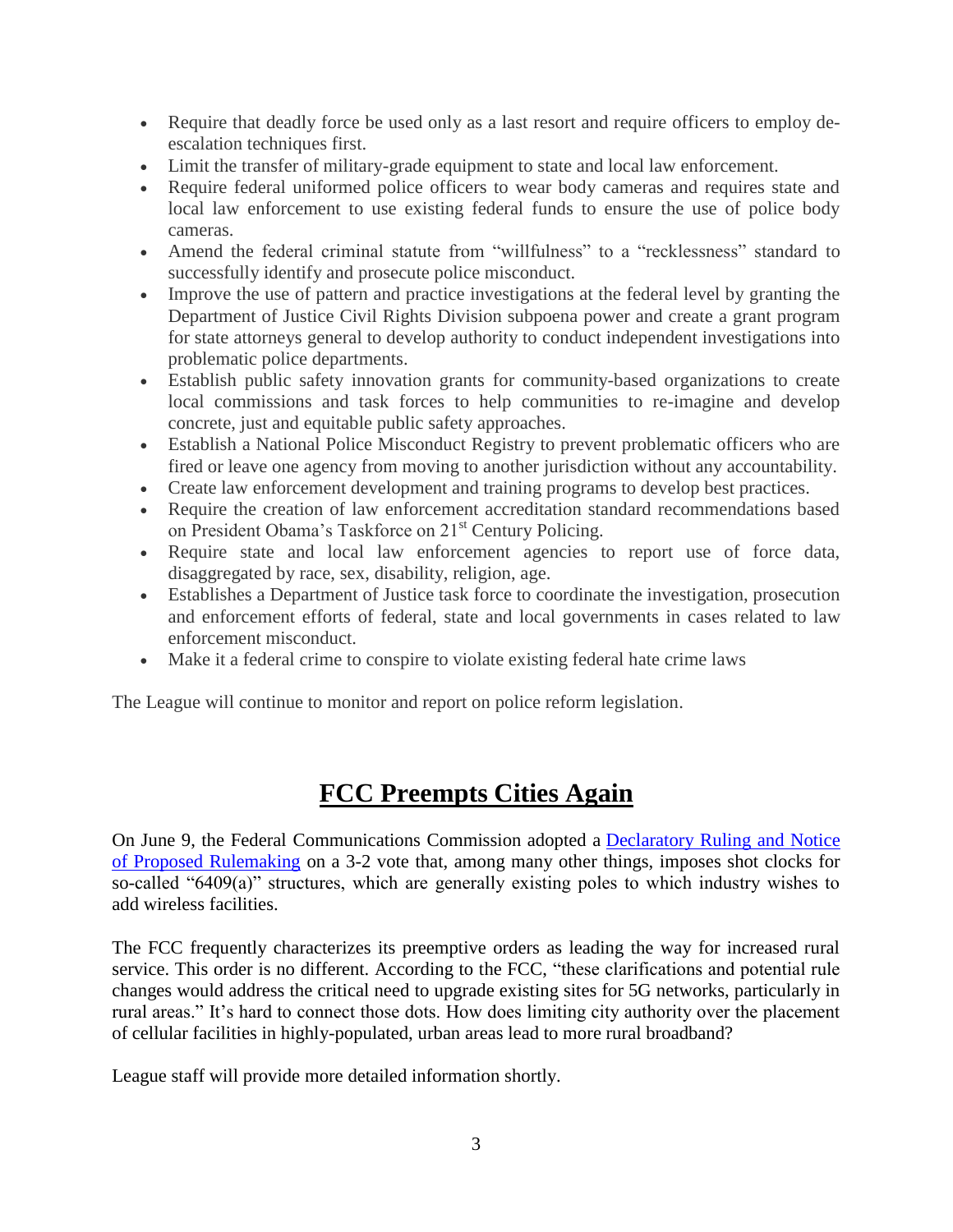- Require that deadly force be used only as a last resort and require officers to employ de-escalation techniques first.
- Limit the transfer of military-grade equipment to state and local law enforcement.
- Require federal uniformed police officers to wear body cameras and requires state and local law enforcement to use existing federal funds to ensure the use of police body cameras.
- Amend the federal criminal statute from "willfulness" to a "recklessness" standard to successfully identify and prosecute police misconduct.
- Improve the use of pattern and practice investigations at the federal level by granting the Department of Justice Civil Rights Division subpoena power and create a grant program for state attorneys general to develop authority to conduct independent investigations into problematic police departments.
- Establish public safety innovation grants for community-based organizations to create local commissions and task forces to help communities to re-imagine and develop concrete, just and equitable public safety approaches.
- Establish a National Police Misconduct Registry to prevent problematic officers who are fired or leave one agency from moving to another jurisdiction without any accountability.
- Create law enforcement development and training programs to develop best practices.
- Require the creation of law enforcement accreditation standard recommendations based on President Obama's Taskforce on 21st Century Policing.
- Require state and local law enforcement agencies to report use of force data, disaggregated by race, sex, disability, religion, age.
- Establishes a Department of Justice task force to coordinate the investigation, prosecution and enforcement efforts of federal, state and local governments in cases related to law enforcement misconduct.
- Make it a federal crime to conspire to violate existing federal hate crime laws

The League will continue to monitor and report on police reform legislation.

## FCC Preempts Cities Again

On June 9, the Federal Communications Commission adopted a Declaratory Ruling and Notice of Proposed Rulemaking on a 3-2 vote that, among many other things, imposes shot clocks for so-called "6409(a)" structures, which are generally existing poles to which industry wishes to add wireless facilities.

The FCC frequently characterizes its preemptive orders as leading the way for increased rural service. This order is no different. According to the FCC, "these clarifications and potential rule changes would address the critical need to upgrade existing sites for 5G networks, particularly in rural areas." It's hard to connect those dots. How does limiting city authority over the placement of cellular facilities in highly-populated, urban areas lead to more rural broadband?

League staff will provide more detailed information shortly.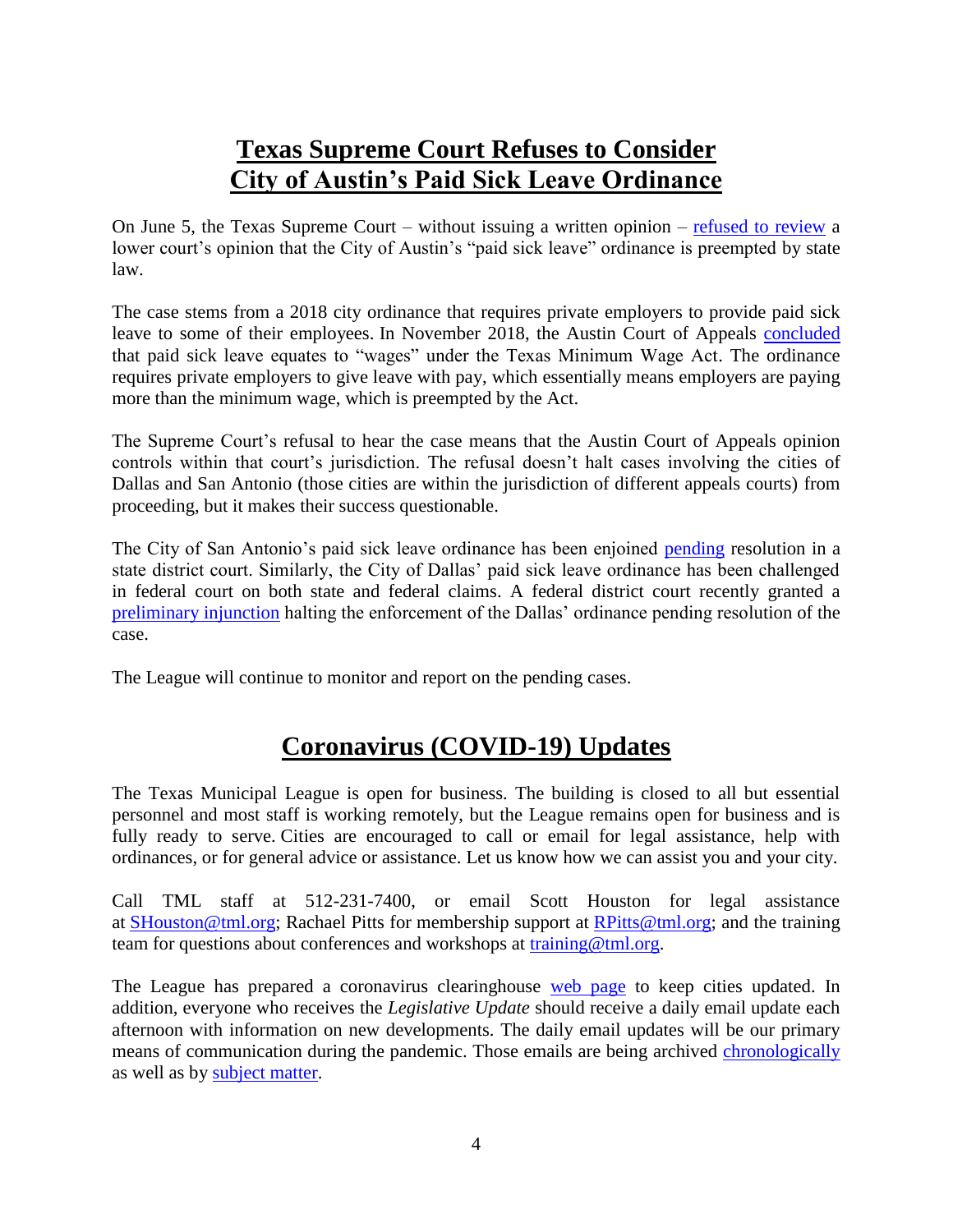## Texas Supreme Court Refuses to Consider City of Austin's Paid Sick Leave Ordinance

On June 5, the Texas Supreme Court – without issuing a written opinion – refused to review a lower court's opinion that the City of Austin's "paid sick leave" ordinance is preempted by state law.

The case stems from a 2018 city ordinance that requires private employers to provide paid sick leave to some of their employees. In November 2018, the Austin Court of Appeals concluded that paid sick leave equates to "wages" under the Texas Minimum Wage Act. The ordinance requires private employers to give leave with pay, which essentially means employers are paying more than the minimum wage, which is preempted by the Act.

The Supreme Court's refusal to hear the case means that the Austin Court of Appeals opinion controls within that court's jurisdiction. The refusal doesn't halt cases involving the cities of Dallas and San Antonio (those cities are within the jurisdiction of different appeals courts) from proceeding, but it makes their success questionable.

The City of San Antonio's paid sick leave ordinance has been enjoined pending resolution in a state district court. Similarly, the City of Dallas' paid sick leave ordinance has been challenged in federal court on both state and federal claims. A federal district court recently granted a preliminary injunction halting the enforcement of the Dallas' ordinance pending resolution of the case.

The League will continue to monitor and report on the pending cases.

## Coronavirus (COVID-19) Updates

The Texas Municipal League is open for business. The building is closed to all but essential personnel and most staff is working remotely, but the League remains open for business and is fully ready to serve. Cities are encouraged to call or email for legal assistance, help with ordinances, or for general advice or assistance. Let us know how we can assist you and your city.

Call TML staff at 512-231-7400, or email Scott Houston for legal assistance at SHouston@tml.org; Rachael Pitts for membership support at RPitts@tml.org; and the training team for questions about conferences and workshops at training@tml.org.

The League has prepared a coronavirus clearinghouse web page to keep cities updated. In addition, everyone who receives the *Legislative Update* should receive a daily email update each afternoon with information on new developments. The daily email updates will be our primary means of communication during the pandemic. Those emails are being archived chronologically as well as by subject matter.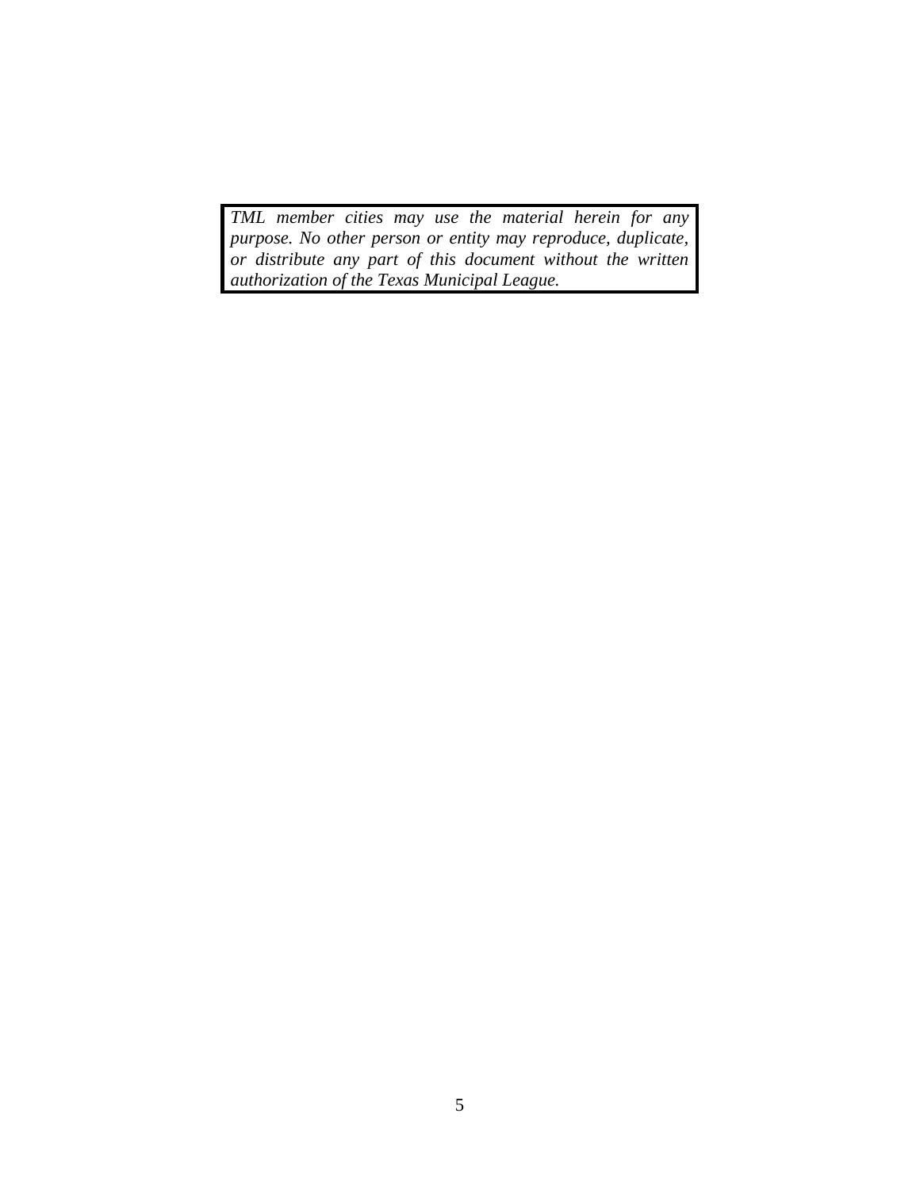*TML member cities may use the material herein for any purpose. No other person or entity may reproduce, duplicate, or distribute any part of this document without the written authorization of the Texas Municipal League.*